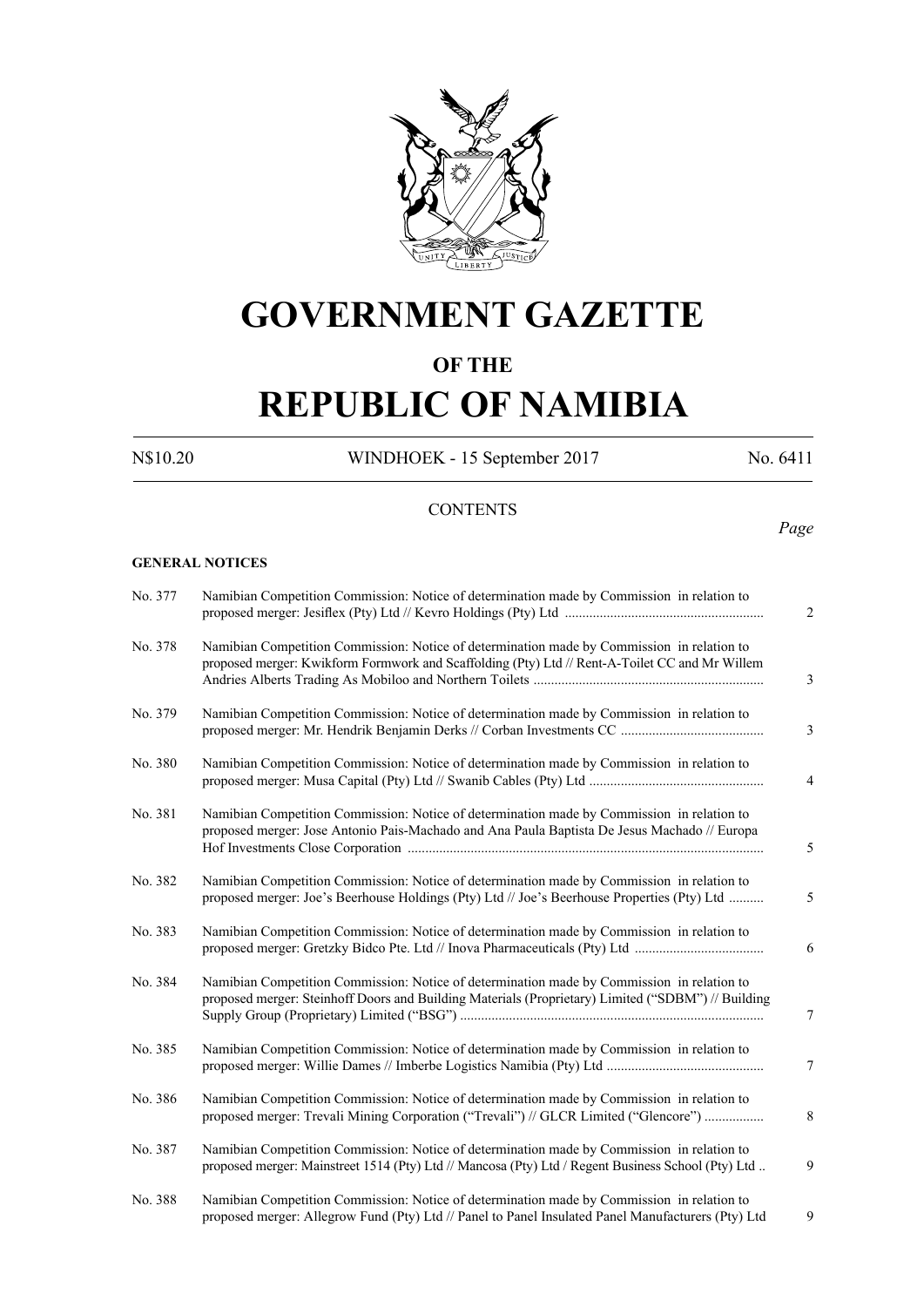# GOVERNMENT GAZETTE

## OF THE

# REPUBLIC OF NAMIBIA

N$10.20 WINDHOEK - 15 September 2017 No. 6411

CONTENTS

*Page*

**GENERAL NOTICES**

| | | |
|---|---|---|
| No. 377 | Namibian Competition Commission: Notice of determination made by Commission in relation to proposed merger: Jesiflex (Pty) Ltd // Kevro Holdings (Pty) Ltd | 2 |
| No. 378 | Namibian Competition Commission: Notice of determination made by Commission in relation to proposed merger: Kwikform Formwork and Scaffolding (Pty) Ltd // Rent-A-Toilet CC and Mr Willem Andries Alberts Trading As Mobiloo and Northern Toilets | 3 |
| No. 379 | Namibian Competition Commission: Notice of determination made by Commission in relation to proposed merger: Mr. Hendrik Benjamin Derks // Corban Investments CC | 3 |
| No. 380 | Namibian Competition Commission: Notice of determination made by Commission in relation to proposed merger: Musa Capital (Pty) Ltd // Swanib Cables (Pty) Ltd | 4 |
| No. 381 | Namibian Competition Commission: Notice of determination made by Commission in relation to proposed merger: Jose Antonio Pais-Machado and Ana Paula Baptista De Jesus Machado // Europa Hof Investments Close Corporation | 5 |
| No. 382 | Namibian Competition Commission: Notice of determination made by Commission in relation to proposed merger: Joe's Beerhouse Holdings (Pty) Ltd // Joe's Beerhouse Properties (Pty) Ltd | 5 |
| No. 383 | Namibian Competition Commission: Notice of determination made by Commission in relation to proposed merger: Gretzky Bidco Pte. Ltd // Inova Pharmaceuticals (Pty) Ltd | 6 |
| No. 384 | Namibian Competition Commission: Notice of determination made by Commission in relation to proposed merger: Steinhoff Doors and Building Materials (Proprietary) Limited ("SDBM") // Building Supply Group (Proprietary) Limited ("BSG") | 7 |
| No. 385 | Namibian Competition Commission: Notice of determination made by Commission in relation to proposed merger: Willie Dames // Imberbe Logistics Namibia (Pty) Ltd | 7 |
| No. 386 | Namibian Competition Commission: Notice of determination made by Commission in relation to proposed merger: Trevali Mining Corporation ("Trevali") // GLCR Limited ("Glencore") | 8 |
| No. 387 | Namibian Competition Commission: Notice of determination made by Commission in relation to proposed merger: Mainstreet 1514 (Pty) Ltd // Mancosa (Pty) Ltd / Regent Business School (Pty) Ltd | 9 |
| No. 388 | Namibian Competition Commission: Notice of determination made by Commission in relation to proposed merger: Allegrow Fund (Pty) Ltd // Panel to Panel Insulated Panel Manufacturers (Pty) Ltd | 9 |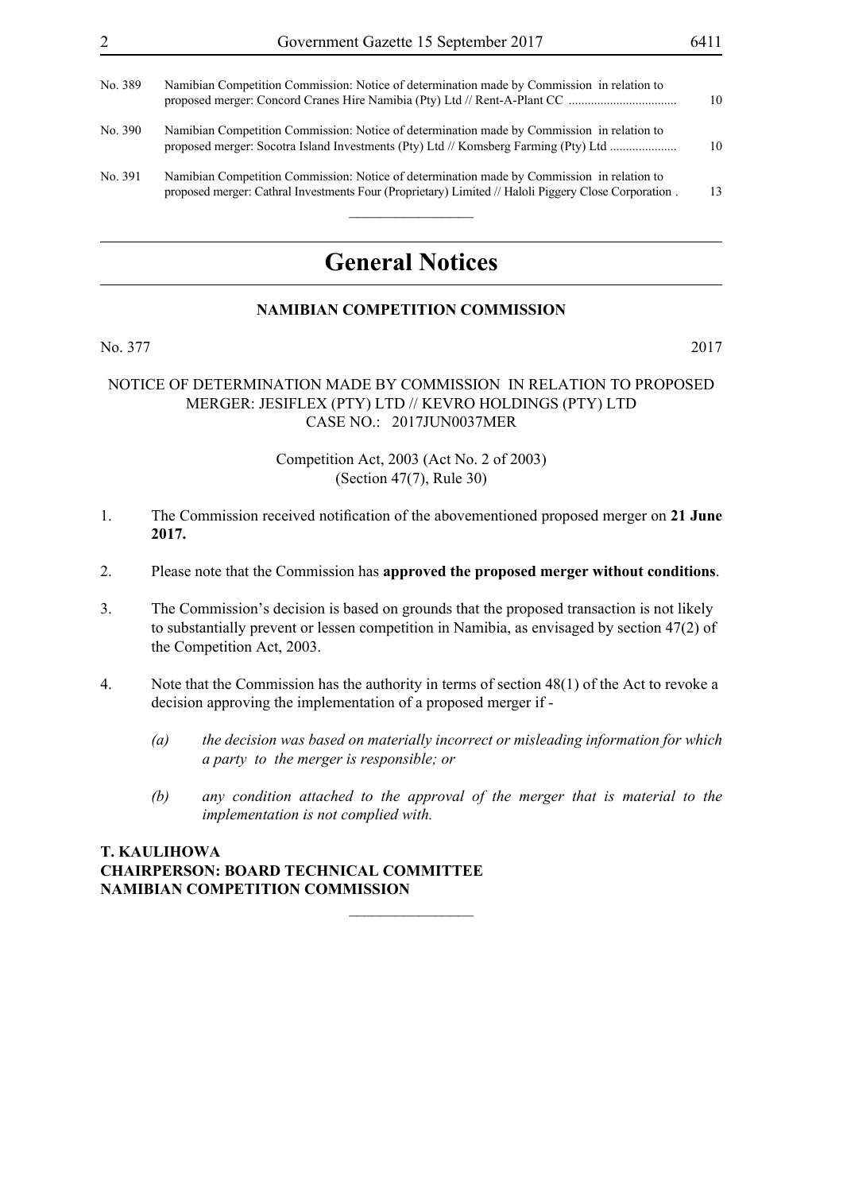| | | |
|---|---|---|
| No. 389 | Namibian Competition Commission: Notice of determination made by Commission in relation to proposed merger: Concord Cranes Hire Namibia (Pty) Ltd // Rent-A-Plant CC | 10 |
| No. 390 | Namibian Competition Commission: Notice of determination made by Commission in relation to proposed merger: Socotra Island Investments (Pty) Ltd // Komsberg Farming (Pty) Ltd | 10 |
| No. 391 | Namibian Competition Commission: Notice of determination made by Commission in relation to proposed merger: Cathral Investments Four (Proprietary) Limited // Haloli Piggery Close Corporation . | 13 |

# General Notices

## NAMIBIAN COMPETITION COMMISSION

No. 377 2017

NOTICE OF DETERMINATION MADE BY COMMISSION IN RELATION TO PROPOSED MERGER: JESIFLEX (PTY) LTD // KEVRO HOLDINGS (PTY) LTD
CASE NO.: 2017JUN0037MER

Competition Act, 2003 (Act No. 2 of 2003)
(Section 47(7), Rule 30)

1. The Commission received notification of the abovementioned proposed merger on **21 June 2017.**

2. Please note that the Commission has **approved the proposed merger without conditions**.

3. The Commission's decision is based on grounds that the proposed transaction is not likely to substantially prevent or lessen competition in Namibia, as envisaged by section 47(2) of the Competition Act, 2003.

4. Note that the Commission has the authority in terms of section 48(1) of the Act to revoke a decision approving the implementation of a proposed merger if -

   *(a) the decision was based on materially incorrect or misleading information for which a party to the merger is responsible; or*

   *(b) any condition attached to the approval of the merger that is material to the implementation is not complied with.*

**T. KAULIHOWA**
**CHAIRPERSON: BOARD TECHNICAL COMMITTEE**
**NAMIBIAN COMPETITION COMMISSION**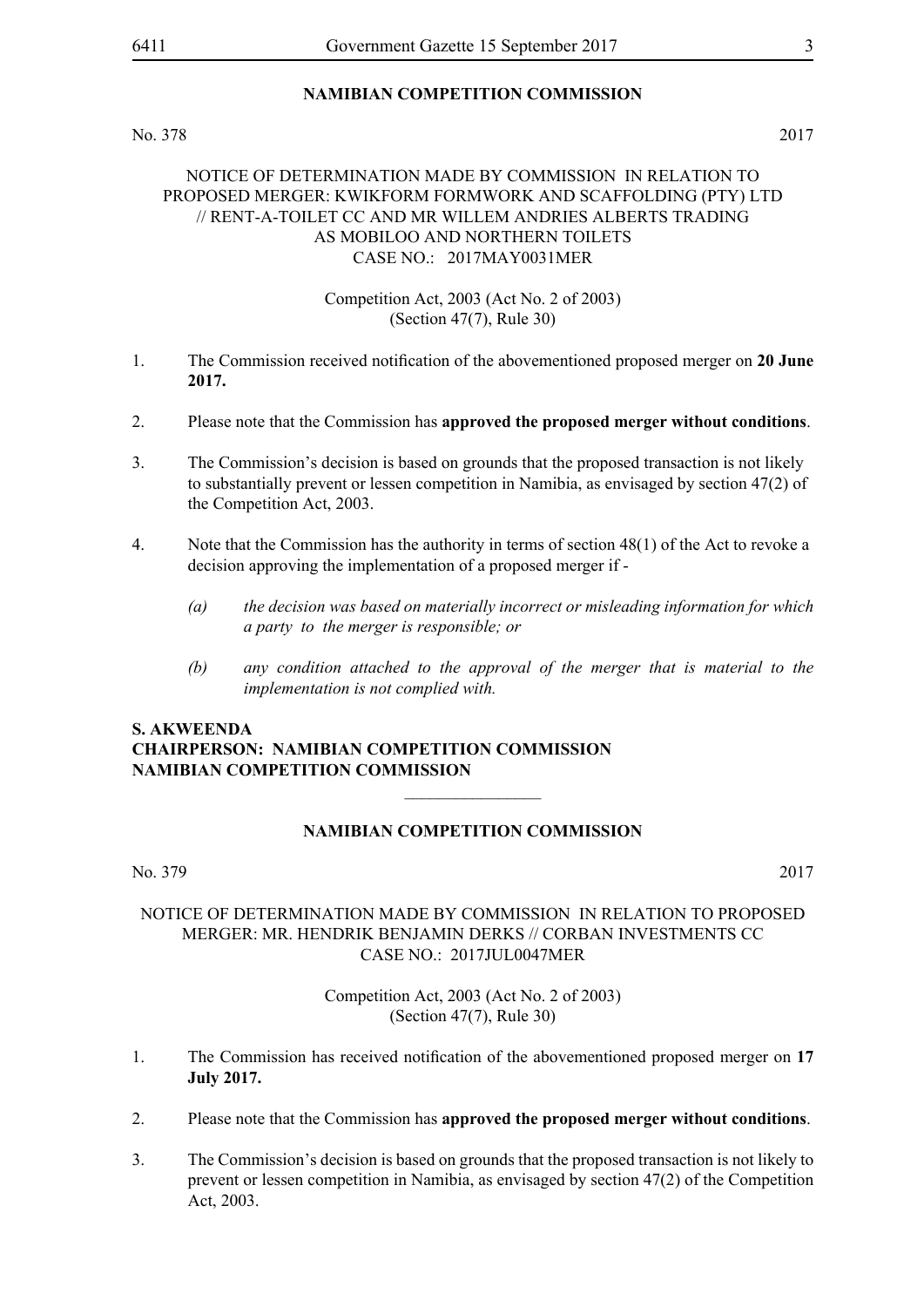## NAMIBIAN COMPETITION COMMISSION

No. 378 2017

NOTICE OF DETERMINATION MADE BY COMMISSION IN RELATION TO PROPOSED MERGER: KWIKFORM FORMWORK AND SCAFFOLDING (PTY) LTD // RENT-A-TOILET CC AND MR WILLEM ANDRIES ALBERTS TRADING AS MOBILOO AND NORTHERN TOILETS
CASE NO.: 2017MAY0031MER

Competition Act, 2003 (Act No. 2 of 2003)
(Section 47(7), Rule 30)

1. The Commission received notification of the abovementioned proposed merger on **20 June 2017.**

2. Please note that the Commission has **approved the proposed merger without conditions**.

3. The Commission's decision is based on grounds that the proposed transaction is not likely to substantially prevent or lessen competition in Namibia, as envisaged by section 47(2) of the Competition Act, 2003.

4. Note that the Commission has the authority in terms of section 48(1) of the Act to revoke a decision approving the implementation of a proposed merger if -

   *(a) the decision was based on materially incorrect or misleading information for which a party to the merger is responsible; or*

   *(b) any condition attached to the approval of the merger that is material to the implementation is not complied with.*

**S. AKWEENDA**
**CHAIRPERSON: NAMIBIAN COMPETITION COMMISSION**
**NAMIBIAN COMPETITION COMMISSION**

________________

## NAMIBIAN COMPETITION COMMISSION

No. 379 2017

NOTICE OF DETERMINATION MADE BY COMMISSION IN RELATION TO PROPOSED MERGER: MR. HENDRIK BENJAMIN DERKS // CORBAN INVESTMENTS CC
CASE NO.: 2017JUL0047MER

Competition Act, 2003 (Act No. 2 of 2003)
(Section 47(7), Rule 30)

1. The Commission has received notification of the abovementioned proposed merger on **17 July 2017.**

2. Please note that the Commission has **approved the proposed merger without conditions**.

3. The Commission's decision is based on grounds that the proposed transaction is not likely to prevent or lessen competition in Namibia, as envisaged by section 47(2) of the Competition Act, 2003.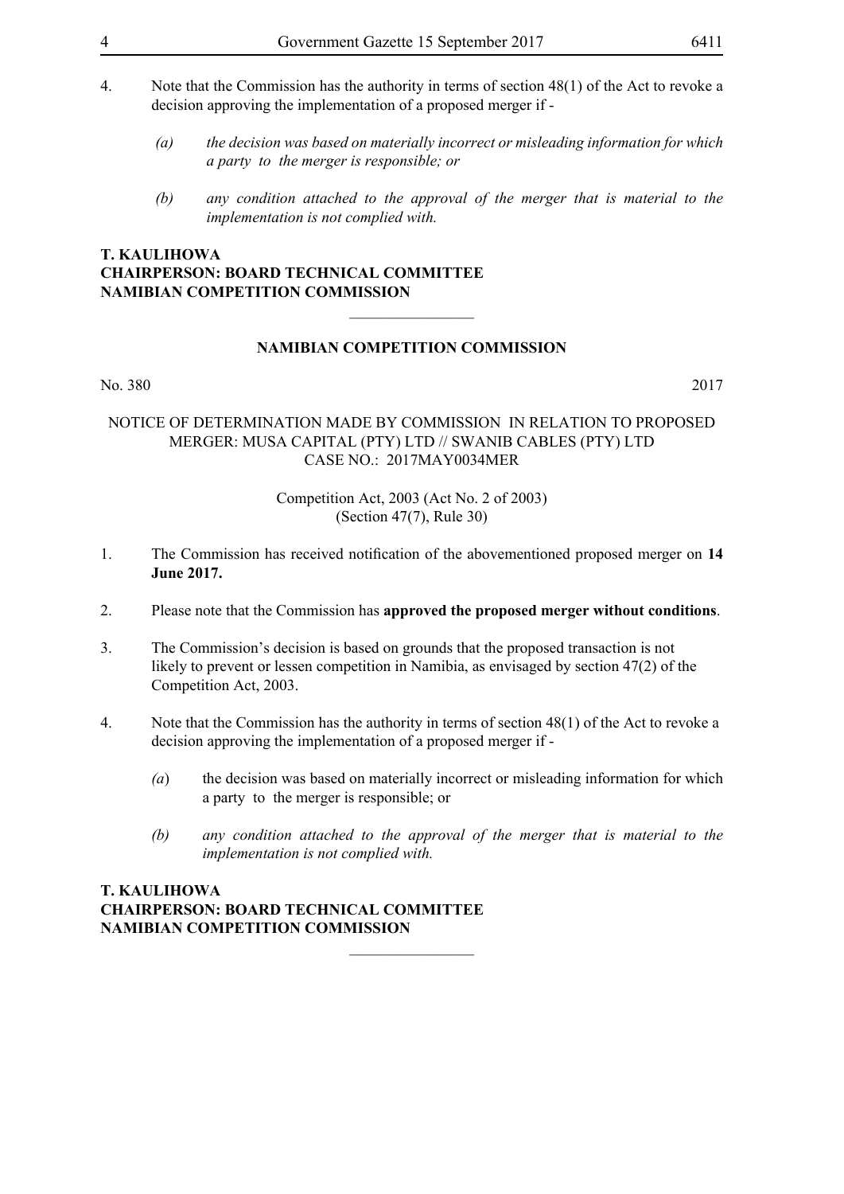4. Note that the Commission has the authority in terms of section 48(1) of the Act to revoke a decision approving the implementation of a proposed merger if -

   *(a)* *the decision was based on materially incorrect or misleading information for which a party to the merger is responsible; or*

   *(b)* *any condition attached to the approval of the merger that is material to the implementation is not complied with.*

**T. KAULIHOWA**
**CHAIRPERSON: BOARD TECHNICAL COMMITTEE**
**NAMIBIAN COMPETITION COMMISSION**

---

## NAMIBIAN COMPETITION COMMISSION

No. 380 2017

NOTICE OF DETERMINATION MADE BY COMMISSION IN RELATION TO PROPOSED MERGER: MUSA CAPITAL (PTY) LTD // SWANIB CABLES (PTY) LTD
CASE NO.: 2017MAY0034MER

Competition Act, 2003 (Act No. 2 of 2003)
(Section 47(7), Rule 30)

1. The Commission has received notification of the abovementioned proposed merger on **14 June 2017.**

2. Please note that the Commission has **approved the proposed merger without conditions**.

3. The Commission's decision is based on grounds that the proposed transaction is not likely to prevent or lessen competition in Namibia, as envisaged by section 47(2) of the Competition Act, 2003.

4. Note that the Commission has the authority in terms of section 48(1) of the Act to revoke a decision approving the implementation of a proposed merger if -

   *(a*) the decision was based on materially incorrect or misleading information for which a party to the merger is responsible; or

   *(b)* *any condition attached to the approval of the merger that is material to the implementation is not complied with.*

**T. KAULIHOWA**
**CHAIRPERSON: BOARD TECHNICAL COMMITTEE**
**NAMIBIAN COMPETITION COMMISSION**

---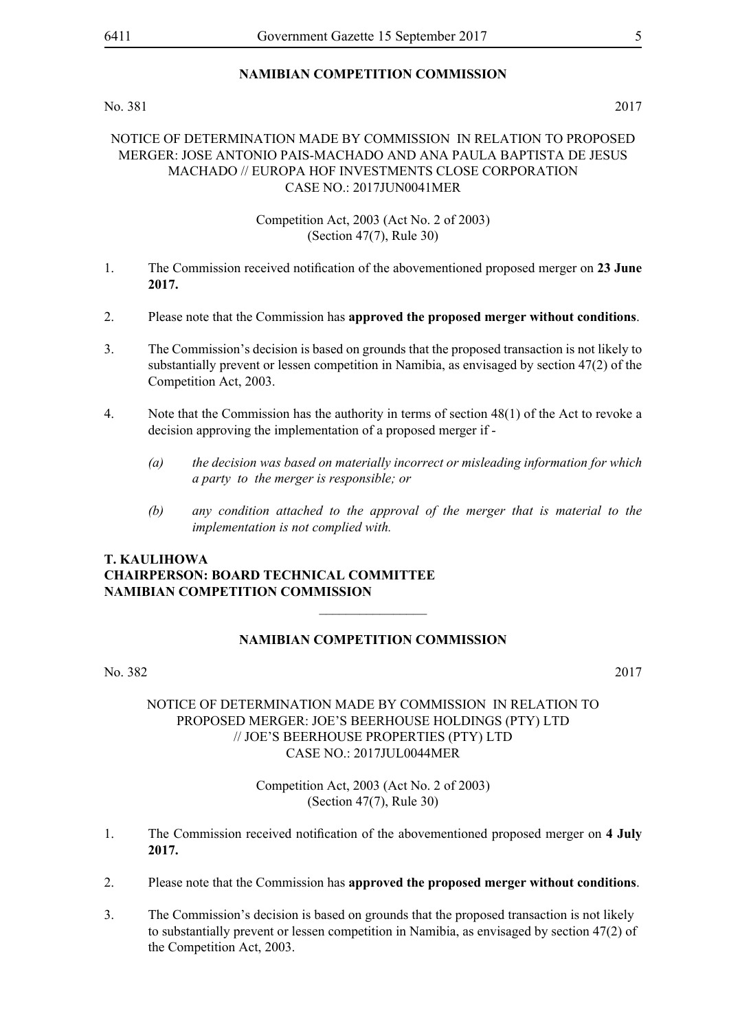## NAMIBIAN COMPETITION COMMISSION

No. 381 2017

NOTICE OF DETERMINATION MADE BY COMMISSION IN RELATION TO PROPOSED MERGER: JOSE ANTONIO PAIS-MACHADO AND ANA PAULA BAPTISTA DE JESUS MACHADO // EUROPA HOF INVESTMENTS CLOSE CORPORATION
CASE NO.: 2017JUN0041MER

Competition Act, 2003 (Act No. 2 of 2003)
(Section 47(7), Rule 30)

1. The Commission received notification of the abovementioned proposed merger on **23 June 2017.**

2. Please note that the Commission has **approved the proposed merger without conditions**.

3. The Commission's decision is based on grounds that the proposed transaction is not likely to substantially prevent or lessen competition in Namibia, as envisaged by section 47(2) of the Competition Act, 2003.

4. Note that the Commission has the authority in terms of section 48(1) of the Act to revoke a decision approving the implementation of a proposed merger if -

   *(a) the decision was based on materially incorrect or misleading information for which a party to the merger is responsible; or*

   *(b) any condition attached to the approval of the merger that is material to the implementation is not complied with.*

**T. KAULIHOWA**
**CHAIRPERSON: BOARD TECHNICAL COMMITTEE**
**NAMIBIAN COMPETITION COMMISSION**

---

## NAMIBIAN COMPETITION COMMISSION

No. 382 2017

NOTICE OF DETERMINATION MADE BY COMMISSION IN RELATION TO PROPOSED MERGER: JOE'S BEERHOUSE HOLDINGS (PTY) LTD // JOE'S BEERHOUSE PROPERTIES (PTY) LTD
CASE NO.: 2017JUL0044MER

Competition Act, 2003 (Act No. 2 of 2003)
(Section 47(7), Rule 30)

1. The Commission received notification of the abovementioned proposed merger on **4 July 2017.**

2. Please note that the Commission has **approved the proposed merger without conditions**.

3. The Commission's decision is based on grounds that the proposed transaction is not likely to substantially prevent or lessen competition in Namibia, as envisaged by section 47(2) of the Competition Act, 2003.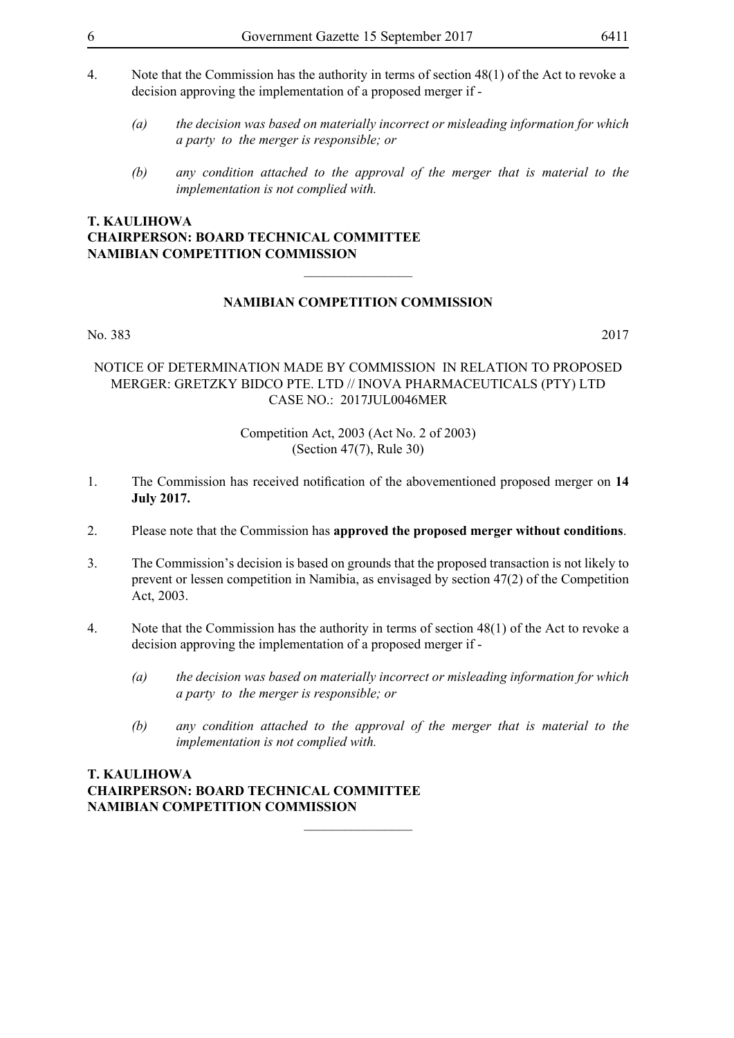4. Note that the Commission has the authority in terms of section 48(1) of the Act to revoke a decision approving the implementation of a proposed merger if -

   *(a) the decision was based on materially incorrect or misleading information for which a party to the merger is responsible; or*

   *(b) any condition attached to the approval of the merger that is material to the implementation is not complied with.*

**T. KAULIHOWA**
**CHAIRPERSON: BOARD TECHNICAL COMMITTEE**
**NAMIBIAN COMPETITION COMMISSION**

________________

**NAMIBIAN COMPETITION COMMISSION**

No. 383 2017

NOTICE OF DETERMINATION MADE BY COMMISSION IN RELATION TO PROPOSED MERGER: GRETZKY BIDCO PTE. LTD // INOVA PHARMACEUTICALS (PTY) LTD
CASE NO.: 2017JUL0046MER

Competition Act, 2003 (Act No. 2 of 2003)
(Section 47(7), Rule 30)

1. The Commission has received notification of the abovementioned proposed merger on **14 July 2017.**

2. Please note that the Commission has **approved the proposed merger without conditions**.

3. The Commission's decision is based on grounds that the proposed transaction is not likely to prevent or lessen competition in Namibia, as envisaged by section 47(2) of the Competition Act, 2003.

4. Note that the Commission has the authority in terms of section 48(1) of the Act to revoke a decision approving the implementation of a proposed merger if -

   *(a) the decision was based on materially incorrect or misleading information for which a party to the merger is responsible; or*

   *(b) any condition attached to the approval of the merger that is material to the implementation is not complied with.*

**T. KAULIHOWA**
**CHAIRPERSON: BOARD TECHNICAL COMMITTEE**
**NAMIBIAN COMPETITION COMMISSION**

________________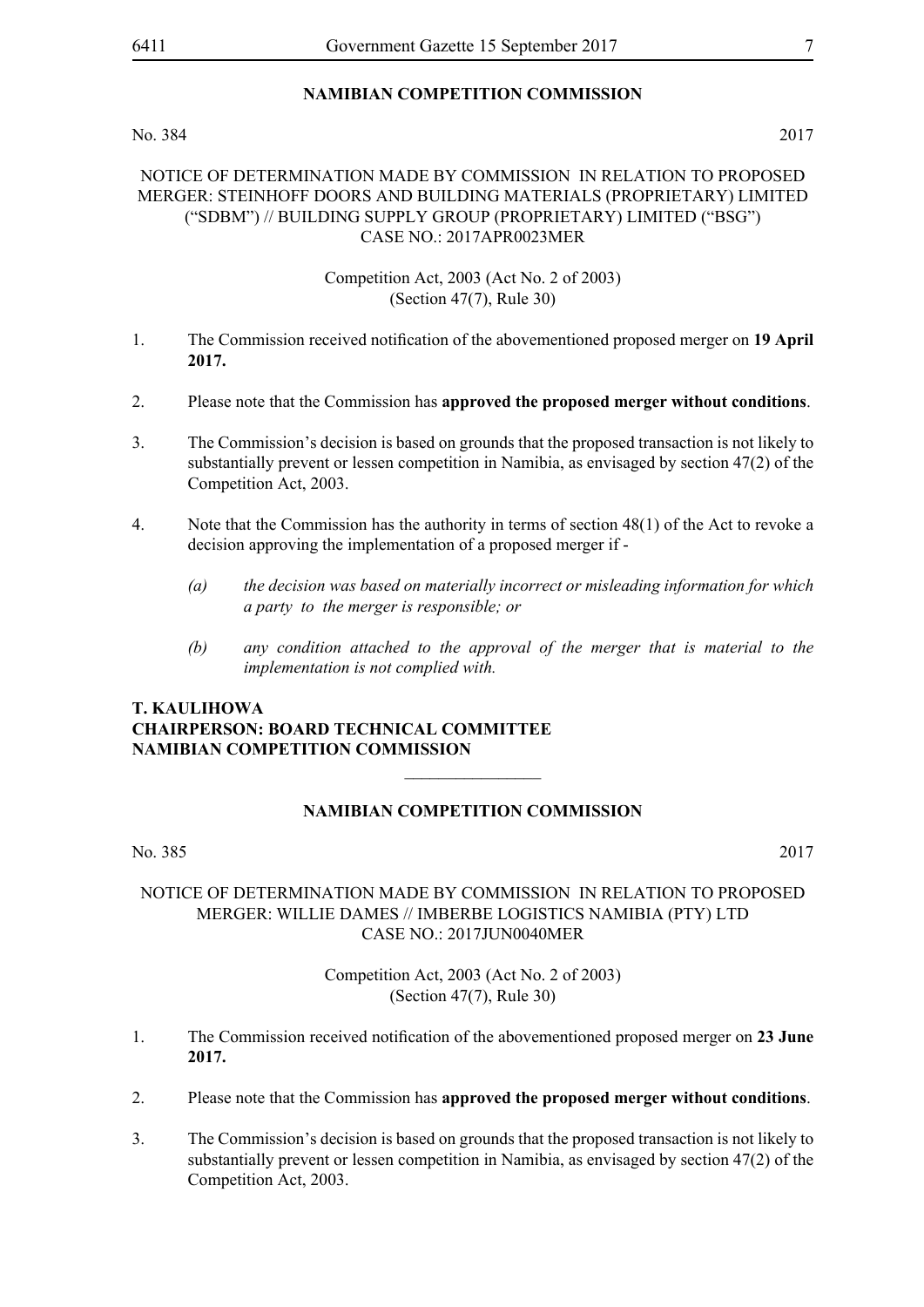## NAMIBIAN COMPETITION COMMISSION

No. 384 2017

NOTICE OF DETERMINATION MADE BY COMMISSION IN RELATION TO PROPOSED MERGER: STEINHOFF DOORS AND BUILDING MATERIALS (PROPRIETARY) LIMITED ("SDBM") // BUILDING SUPPLY GROUP (PROPRIETARY) LIMITED ("BSG") CASE NO.: 2017APR0023MER

Competition Act, 2003 (Act No. 2 of 2003)
(Section 47(7), Rule 30)

1. The Commission received notification of the abovementioned proposed merger on **19 April 2017.**

2. Please note that the Commission has **approved the proposed merger without conditions**.

3. The Commission's decision is based on grounds that the proposed transaction is not likely to substantially prevent or lessen competition in Namibia, as envisaged by section 47(2) of the Competition Act, 2003.

4. Note that the Commission has the authority in terms of section 48(1) of the Act to revoke a decision approving the implementation of a proposed merger if -

   *(a) the decision was based on materially incorrect or misleading information for which a party to the merger is responsible; or*

   *(b) any condition attached to the approval of the merger that is material to the implementation is not complied with.*

**T. KAULIHOWA**
**CHAIRPERSON: BOARD TECHNICAL COMMITTEE**
**NAMIBIAN COMPETITION COMMISSION**

---

## NAMIBIAN COMPETITION COMMISSION

No. 385 2017

NOTICE OF DETERMINATION MADE BY COMMISSION IN RELATION TO PROPOSED MERGER: WILLIE DAMES // IMBERBE LOGISTICS NAMIBIA (PTY) LTD CASE NO.: 2017JUN0040MER

Competition Act, 2003 (Act No. 2 of 2003)
(Section 47(7), Rule 30)

1. The Commission received notification of the abovementioned proposed merger on **23 June 2017.**

2. Please note that the Commission has **approved the proposed merger without conditions**.

3. The Commission's decision is based on grounds that the proposed transaction is not likely to substantially prevent or lessen competition in Namibia, as envisaged by section 47(2) of the Competition Act, 2003.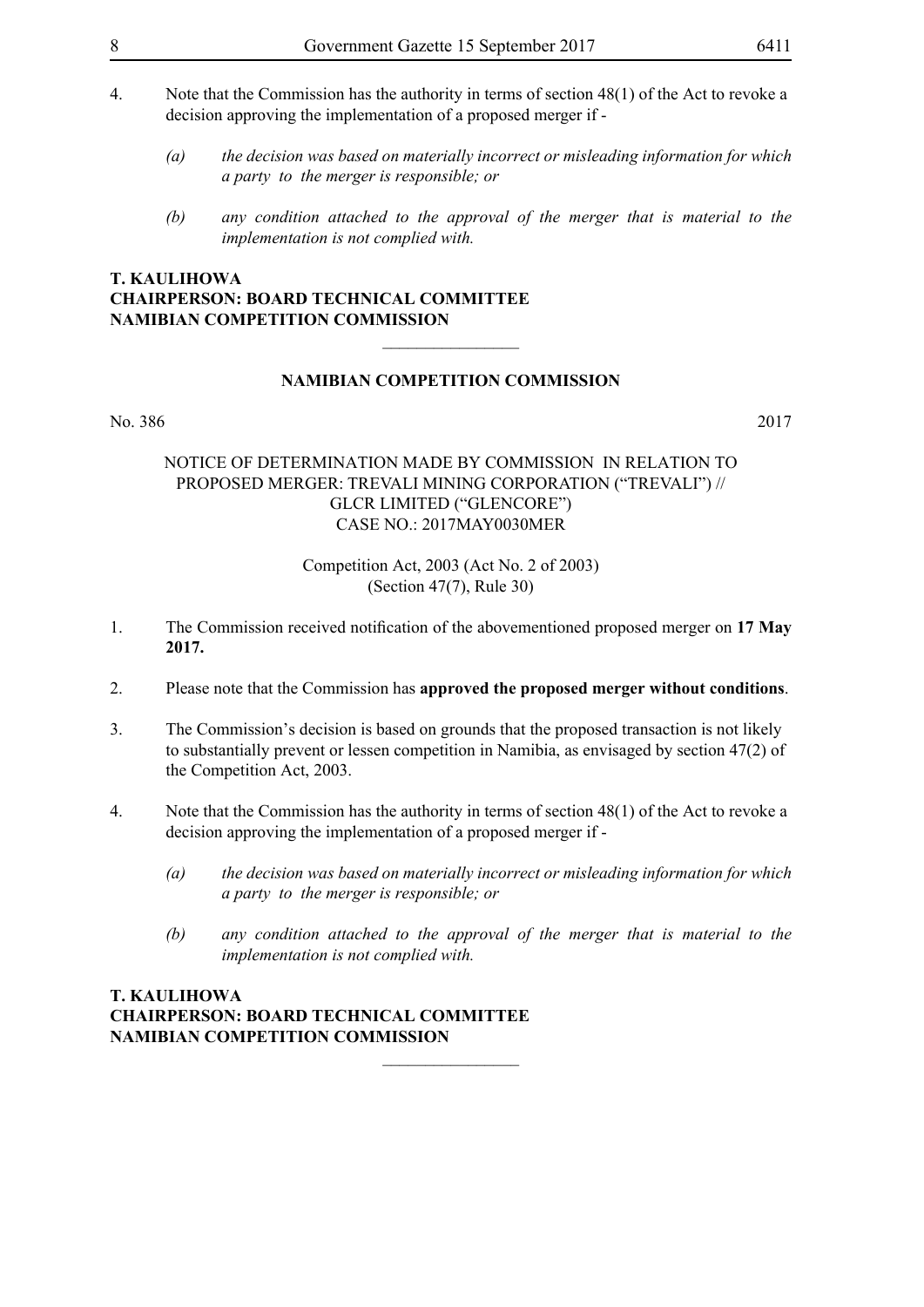4. Note that the Commission has the authority in terms of section 48(1) of the Act to revoke a decision approving the implementation of a proposed merger if -

   *(a) the decision was based on materially incorrect or misleading information for which a party to the merger is responsible; or*

   *(b) any condition attached to the approval of the merger that is material to the implementation is not complied with.*

**T. KAULIHOWA**
**CHAIRPERSON: BOARD TECHNICAL COMMITTEE**
**NAMIBIAN COMPETITION COMMISSION**

---

## NAMIBIAN COMPETITION COMMISSION

No. 386 2017

NOTICE OF DETERMINATION MADE BY COMMISSION IN RELATION TO PROPOSED MERGER: TREVALI MINING CORPORATION ("TREVALI") // GLCR LIMITED ("GLENCORE")
CASE NO.: 2017MAY0030MER

Competition Act, 2003 (Act No. 2 of 2003)
(Section 47(7), Rule 30)

1. The Commission received notification of the abovementioned proposed merger on **17 May 2017.**

2. Please note that the Commission has **approved the proposed merger without conditions**.

3. The Commission's decision is based on grounds that the proposed transaction is not likely to substantially prevent or lessen competition in Namibia, as envisaged by section 47(2) of the Competition Act, 2003.

4. Note that the Commission has the authority in terms of section 48(1) of the Act to revoke a decision approving the implementation of a proposed merger if -

   *(a) the decision was based on materially incorrect or misleading information for which a party to the merger is responsible; or*

   *(b) any condition attached to the approval of the merger that is material to the implementation is not complied with.*

**T. KAULIHOWA**
**CHAIRPERSON: BOARD TECHNICAL COMMITTEE**
**NAMIBIAN COMPETITION COMMISSION**

---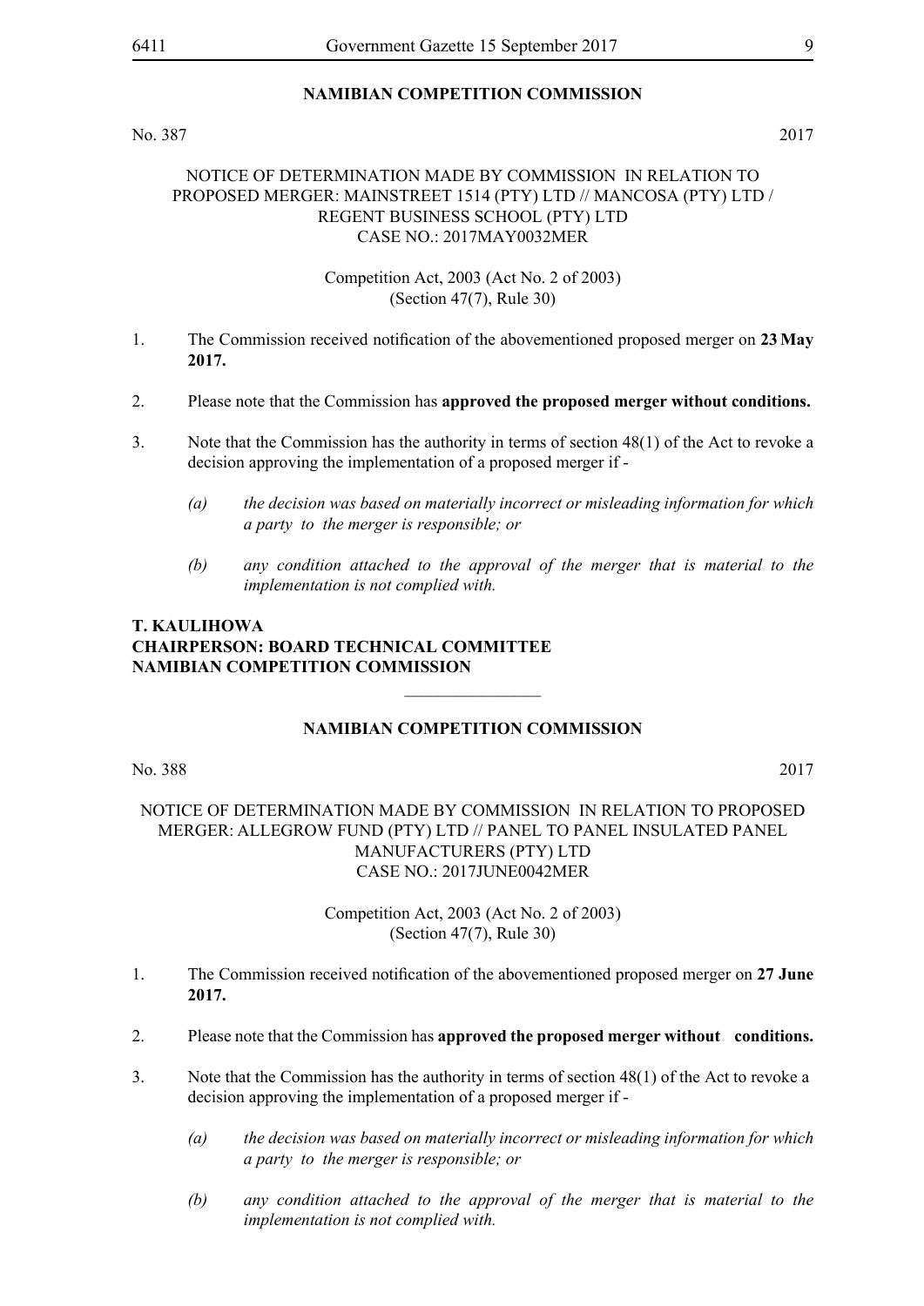## NAMIBIAN COMPETITION COMMISSION

No. 387 2017

NOTICE OF DETERMINATION MADE BY COMMISSION IN RELATION TO PROPOSED MERGER: MAINSTREET 1514 (PTY) LTD // MANCOSA (PTY) LTD / REGENT BUSINESS SCHOOL (PTY) LTD
CASE NO.: 2017MAY0032MER

Competition Act, 2003 (Act No. 2 of 2003)
(Section 47(7), Rule 30)

1. The Commission received notification of the abovementioned proposed merger on **23 May 2017.**

2. Please note that the Commission has **approved the proposed merger without conditions.**

3. Note that the Commission has the authority in terms of section 48(1) of the Act to revoke a decision approving the implementation of a proposed merger if -

   *(a) the decision was based on materially incorrect or misleading information for which a party to the merger is responsible; or*

   *(b) any condition attached to the approval of the merger that is material to the implementation is not complied with.*

**T. KAULIHOWA**
**CHAIRPERSON: BOARD TECHNICAL COMMITTEE**
**NAMIBIAN COMPETITION COMMISSION**

________________

## NAMIBIAN COMPETITION COMMISSION

No. 388 2017

NOTICE OF DETERMINATION MADE BY COMMISSION IN RELATION TO PROPOSED MERGER: ALLEGROW FUND (PTY) LTD // PANEL TO PANEL INSULATED PANEL MANUFACTURERS (PTY) LTD
CASE NO.: 2017JUNE0042MER

Competition Act, 2003 (Act No. 2 of 2003)
(Section 47(7), Rule 30)

1. The Commission received notification of the abovementioned proposed merger on **27 June 2017.**

2. Please note that the Commission has **approved the proposed merger without conditions.**

3. Note that the Commission has the authority in terms of section 48(1) of the Act to revoke a decision approving the implementation of a proposed merger if -

   *(a) the decision was based on materially incorrect or misleading information for which a party to the merger is responsible; or*

   *(b) any condition attached to the approval of the merger that is material to the implementation is not complied with.*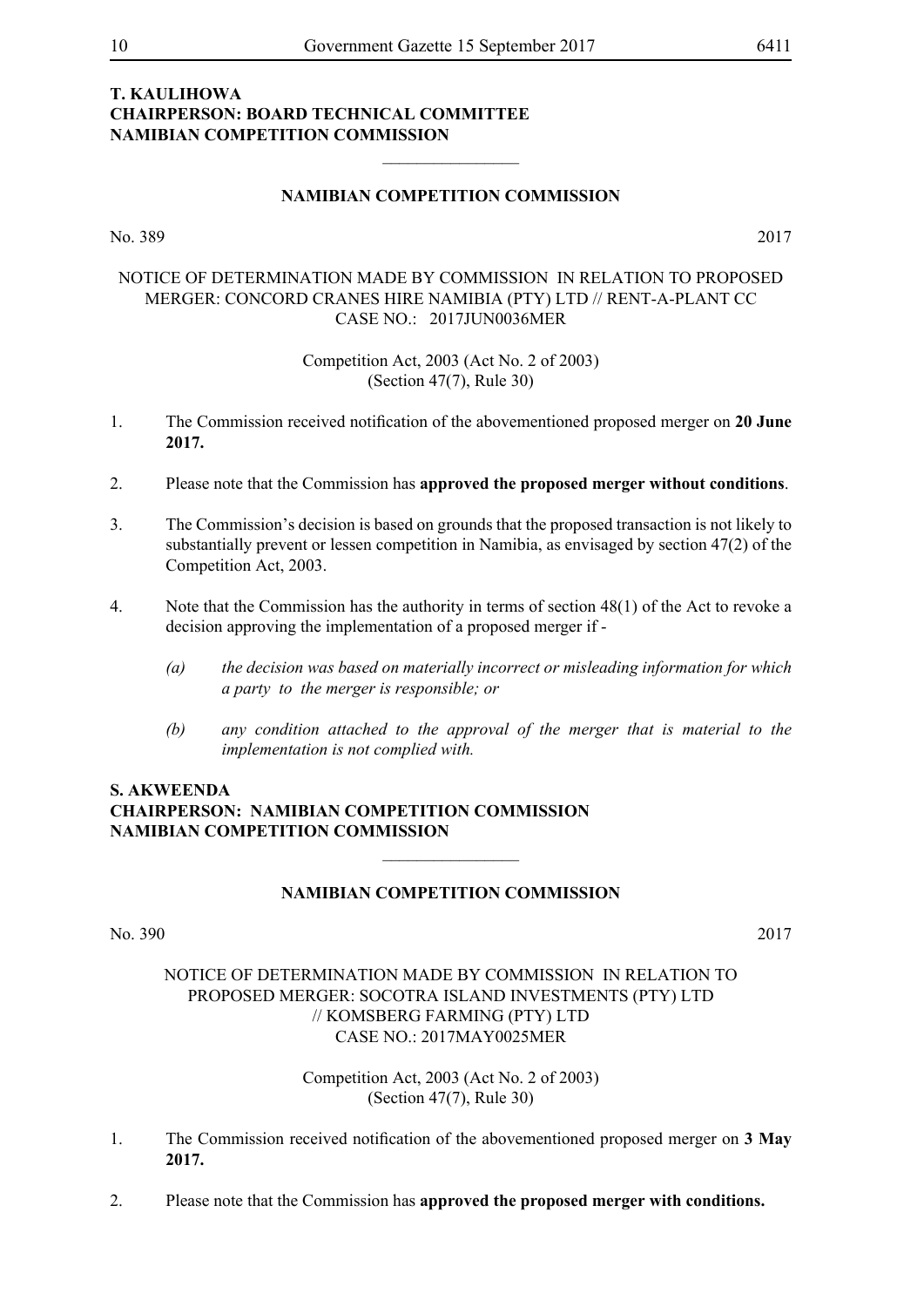**T. KAULIHOWA**
**CHAIRPERSON: BOARD TECHNICAL COMMITTEE**
**NAMIBIAN COMPETITION COMMISSION**

---

## NAMIBIAN COMPETITION COMMISSION

No. 389 2017

NOTICE OF DETERMINATION MADE BY COMMISSION IN RELATION TO PROPOSED MERGER: CONCORD CRANES HIRE NAMIBIA (PTY) LTD // RENT-A-PLANT CC
CASE NO.: 2017JUN0036MER

Competition Act, 2003 (Act No. 2 of 2003)
(Section 47(7), Rule 30)

1. The Commission received notification of the abovementioned proposed merger on **20 June 2017.**

2. Please note that the Commission has **approved the proposed merger without conditions**.

3. The Commission's decision is based on grounds that the proposed transaction is not likely to substantially prevent or lessen competition in Namibia, as envisaged by section 47(2) of the Competition Act, 2003.

4. Note that the Commission has the authority in terms of section 48(1) of the Act to revoke a decision approving the implementation of a proposed merger if -

   *(a) the decision was based on materially incorrect or misleading information for which a party to the merger is responsible; or*

   *(b) any condition attached to the approval of the merger that is material to the implementation is not complied with.*

**S. AKWEENDA**
**CHAIRPERSON: NAMIBIAN COMPETITION COMMISSION**
**NAMIBIAN COMPETITION COMMISSION**

---

## NAMIBIAN COMPETITION COMMISSION

No. 390 2017

NOTICE OF DETERMINATION MADE BY COMMISSION IN RELATION TO PROPOSED MERGER: SOCOTRA ISLAND INVESTMENTS (PTY) LTD // KOMSBERG FARMING (PTY) LTD
CASE NO.: 2017MAY0025MER

Competition Act, 2003 (Act No. 2 of 2003)
(Section 47(7), Rule 30)

1. The Commission received notification of the abovementioned proposed merger on **3 May 2017.**

2. Please note that the Commission has **approved the proposed merger with conditions.**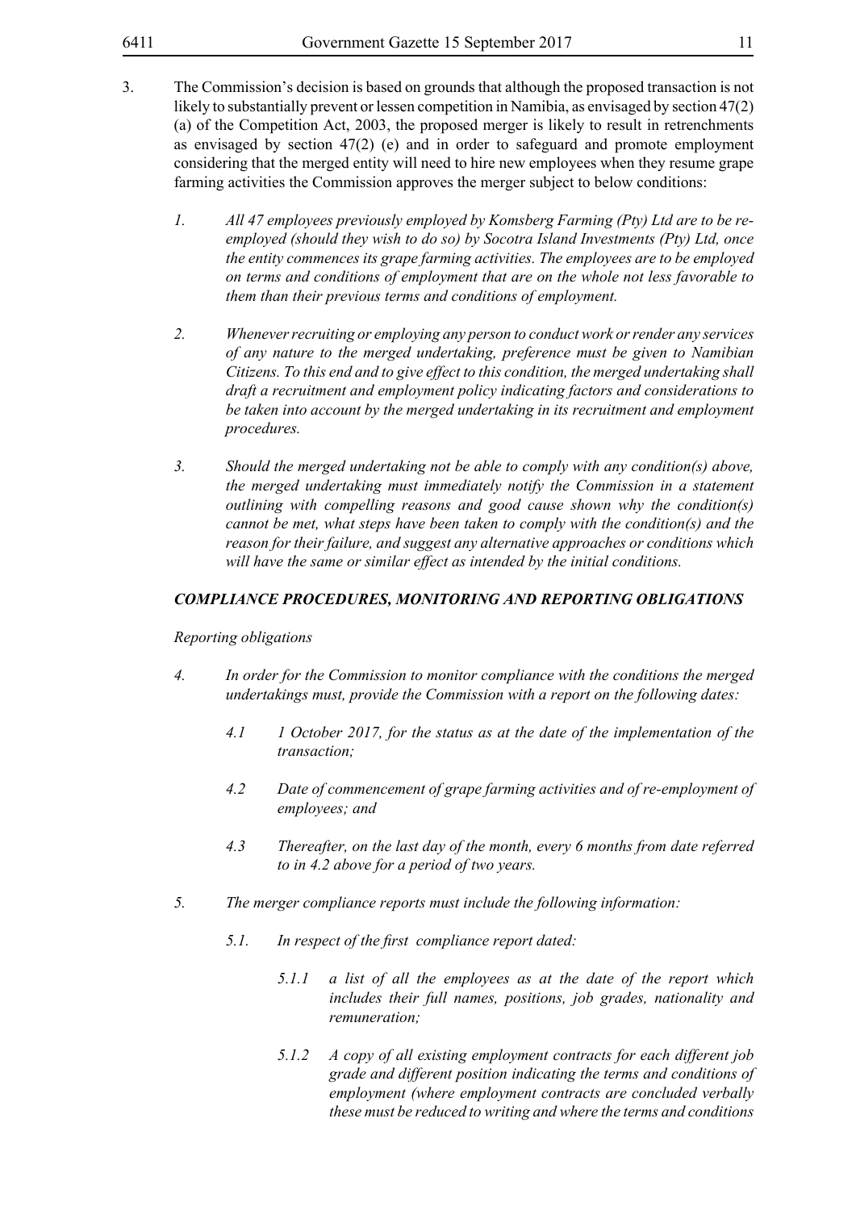3. The Commission's decision is based on grounds that although the proposed transaction is not likely to substantially prevent or lessen competition in Namibia, as envisaged by section 47(2) (a) of the Competition Act, 2003, the proposed merger is likely to result in retrenchments as envisaged by section 47(2) (e) and in order to safeguard and promote employment considering that the merged entity will need to hire new employees when they resume grape farming activities the Commission approves the merger subject to below conditions:

   *1. All 47 employees previously employed by Komsberg Farming (Pty) Ltd are to be re-employed (should they wish to do so) by Socotra Island Investments (Pty) Ltd, once the entity commences its grape farming activities. The employees are to be employed on terms and conditions of employment that are on the whole not less favorable to them than their previous terms and conditions of employment.*

   *2. Whenever recruiting or employing any person to conduct work or render any services of any nature to the merged undertaking, preference must be given to Namibian Citizens. To this end and to give effect to this condition, the merged undertaking shall draft a recruitment and employment policy indicating factors and considerations to be taken into account by the merged undertaking in its recruitment and employment procedures.*

   *3. Should the merged undertaking not be able to comply with any condition(s) above, the merged undertaking must immediately notify the Commission in a statement outlining with compelling reasons and good cause shown why the condition(s) cannot be met, what steps have been taken to comply with the condition(s) and the reason for their failure, and suggest any alternative approaches or conditions which will have the same or similar effect as intended by the initial conditions.*

***COMPLIANCE PROCEDURES, MONITORING AND REPORTING OBLIGATIONS***

*Reporting obligations*

*4. In order for the Commission to monitor compliance with the conditions the merged undertakings must, provide the Commission with a report on the following dates:*

   *4.1 1 October 2017, for the status as at the date of the implementation of the transaction;*

   *4.2 Date of commencement of grape farming activities and of re-employment of employees; and*

   *4.3 Thereafter, on the last day of the month, every 6 months from date referred to in 4.2 above for a period of two years.*

*5. The merger compliance reports must include the following information:*

   *5.1. In respect of the first compliance report dated:*

      *5.1.1 a list of all the employees as at the date of the report which includes their full names, positions, job grades, nationality and remuneration;*

      *5.1.2 A copy of all existing employment contracts for each different job grade and different position indicating the terms and conditions of employment (where employment contracts are concluded verbally these must be reduced to writing and where the terms and conditions*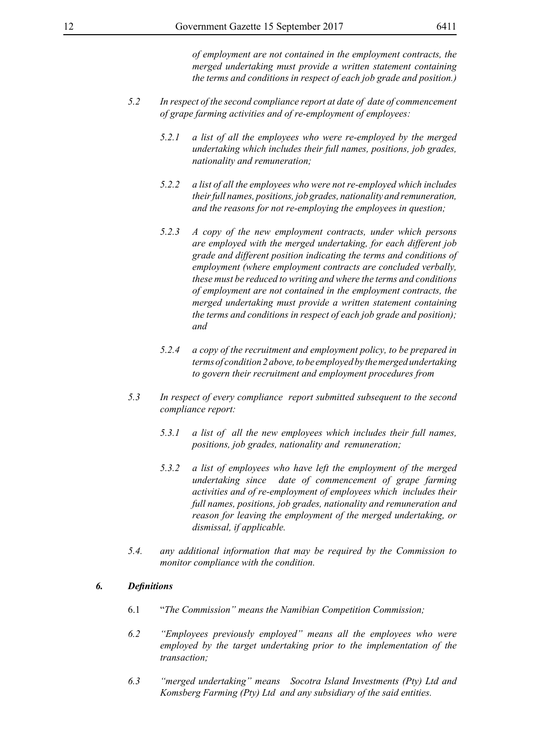*of employment are not contained in the employment contracts, the merged undertaking must provide a written statement containing the terms and conditions in respect of each job grade and position.)*

*5.2 In respect of the second compliance report at date of date of commencement of grape farming activities and of re-employment of employees:*

*5.2.1 a list of all the employees who were re-employed by the merged undertaking which includes their full names, positions, job grades, nationality and remuneration;*

*5.2.2 a list of all the employees who were not re-employed which includes their full names, positions, job grades, nationality and remuneration, and the reasons for not re-employing the employees in question;*

*5.2.3 A copy of the new employment contracts, under which persons are employed with the merged undertaking, for each different job grade and different position indicating the terms and conditions of employment (where employment contracts are concluded verbally, these must be reduced to writing and where the terms and conditions of employment are not contained in the employment contracts, the merged undertaking must provide a written statement containing the terms and conditions in respect of each job grade and position); and*

*5.2.4 a copy of the recruitment and employment policy, to be prepared in terms of condition 2 above, to be employed by the merged undertaking to govern their recruitment and employment procedures from*

*5.3 In respect of every compliance report submitted subsequent to the second compliance report:*

*5.3.1 a list of all the new employees which includes their full names, positions, job grades, nationality and remuneration;*

*5.3.2 a list of employees who have left the employment of the merged undertaking since date of commencement of grape farming activities and of re-employment of employees which includes their full names, positions, job grades, nationality and remuneration and reason for leaving the employment of the merged undertaking, or dismissal, if applicable.*

*5.4. any additional information that may be required by the Commission to monitor compliance with the condition.*

### *6. Definitions*

6.1 "*The Commission" means the Namibian Competition Commission;*

*6.2 "Employees previously employed" means all the employees who were employed by the target undertaking prior to the implementation of the transaction;*

*6.3 "merged undertaking" means Socotra Island Investments (Pty) Ltd and Komsberg Farming (Pty) Ltd and any subsidiary of the said entities.*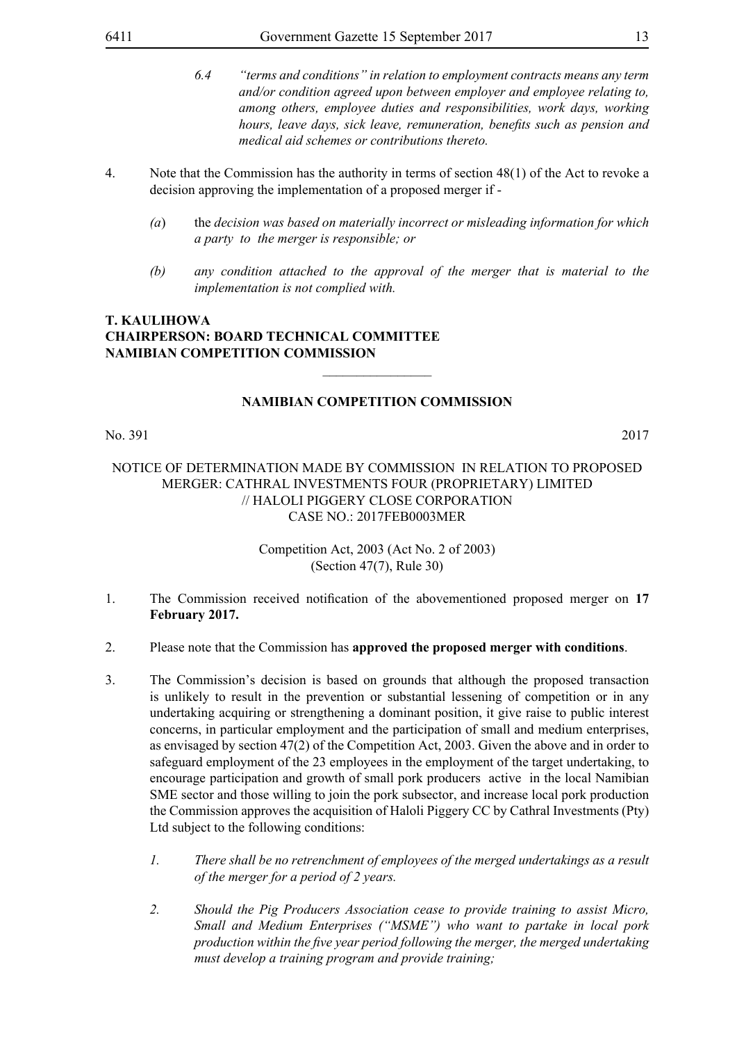> 6.4 *"terms and conditions" in relation to employment contracts means any term and/or condition agreed upon between employer and employee relating to, among others, employee duties and responsibilities, work days, working hours, leave days, sick leave, remuneration, benefits such as pension and medical aid schemes or contributions thereto.*

4. Note that the Commission has the authority in terms of section 48(1) of the Act to revoke a decision approving the implementation of a proposed merger if -

   *(a)* the *decision was based on materially incorrect or misleading information for which a party to the merger is responsible; or*

   *(b) any condition attached to the approval of the merger that is material to the implementation is not complied with.*

**T. KAULIHOWA**
**CHAIRPERSON: BOARD TECHNICAL COMMITTEE**
**NAMIBIAN COMPETITION COMMISSION**

---

**NAMIBIAN COMPETITION COMMISSION**

No. 391 2017

NOTICE OF DETERMINATION MADE BY COMMISSION IN RELATION TO PROPOSED MERGER: CATHRAL INVESTMENTS FOUR (PROPRIETARY) LIMITED // HALOLI PIGGERY CLOSE CORPORATION
CASE NO.: 2017FEB0003MER

Competition Act, 2003 (Act No. 2 of 2003)
(Section 47(7), Rule 30)

1. The Commission received notification of the abovementioned proposed merger on **17 February 2017.**

2. Please note that the Commission has **approved the proposed merger with conditions**.

3. The Commission's decision is based on grounds that although the proposed transaction is unlikely to result in the prevention or substantial lessening of competition or in any undertaking acquiring or strengthening a dominant position, it give raise to public interest concerns, in particular employment and the participation of small and medium enterprises, as envisaged by section 47(2) of the Competition Act, 2003. Given the above and in order to safeguard employment of the 23 employees in the employment of the target undertaking, to encourage participation and growth of small pork producers active in the local Namibian SME sector and those willing to join the pork subsector, and increase local pork production the Commission approves the acquisition of Haloli Piggery CC by Cathral Investments (Pty) Ltd subject to the following conditions:

   *1. There shall be no retrenchment of employees of the merged undertakings as a result of the merger for a period of 2 years.*

   *2. Should the Pig Producers Association cease to provide training to assist Micro, Small and Medium Enterprises ("MSME") who want to partake in local pork production within the five year period following the merger, the merged undertaking must develop a training program and provide training;*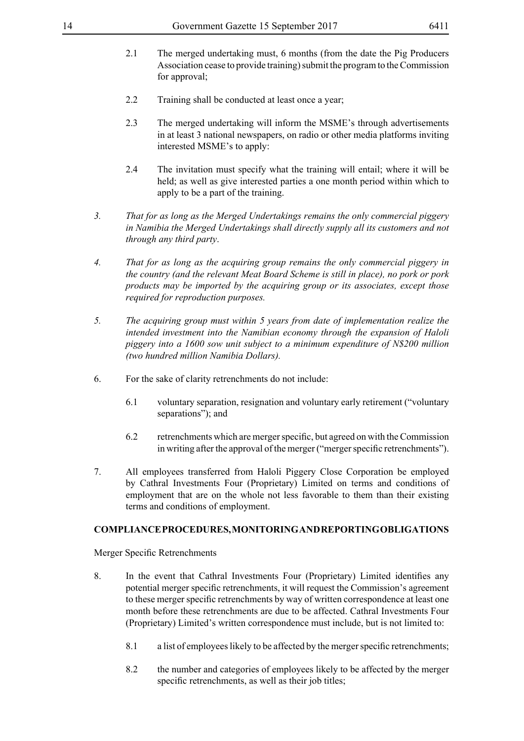2.1 The merged undertaking must, 6 months (from the date the Pig Producers Association cease to provide training) submit the program to the Commission for approval;

2.2 Training shall be conducted at least once a year;

2.3 The merged undertaking will inform the MSME's through advertisements in at least 3 national newspapers, on radio or other media platforms inviting interested MSME's to apply:

2.4 The invitation must specify what the training will entail; where it will be held; as well as give interested parties a one month period within which to apply to be a part of the training.

*3. That for as long as the Merged Undertakings remains the only commercial piggery in Namibia the Merged Undertakings shall directly supply all its customers and not through any third party.*

*4. That for as long as the acquiring group remains the only commercial piggery in the country (and the relevant Meat Board Scheme is still in place), no pork or pork products may be imported by the acquiring group or its associates, except those required for reproduction purposes.*

*5. The acquiring group must within 5 years from date of implementation realize the intended investment into the Namibian economy through the expansion of Haloli piggery into a 1600 sow unit subject to a minimum expenditure of N$200 million (two hundred million Namibia Dollars).*

6. For the sake of clarity retrenchments do not include:

6.1 voluntary separation, resignation and voluntary early retirement ("voluntary separations"); and

6.2 retrenchments which are merger specific, but agreed on with the Commission in writing after the approval of the merger ("merger specific retrenchments").

7. All employees transferred from Haloli Piggery Close Corporation be employed by Cathral Investments Four (Proprietary) Limited on terms and conditions of employment that are on the whole not less favorable to them than their existing terms and conditions of employment.

**COMPLIANCE PROCEDURES, MONITORING AND REPORTING OBLIGATIONS**

Merger Specific Retrenchments

8. In the event that Cathral Investments Four (Proprietary) Limited identifies any potential merger specific retrenchments, it will request the Commission's agreement to these merger specific retrenchments by way of written correspondence at least one month before these retrenchments are due to be affected. Cathral Investments Four (Proprietary) Limited's written correspondence must include, but is not limited to:

8.1 a list of employees likely to be affected by the merger specific retrenchments;

8.2 the number and categories of employees likely to be affected by the merger specific retrenchments, as well as their job titles;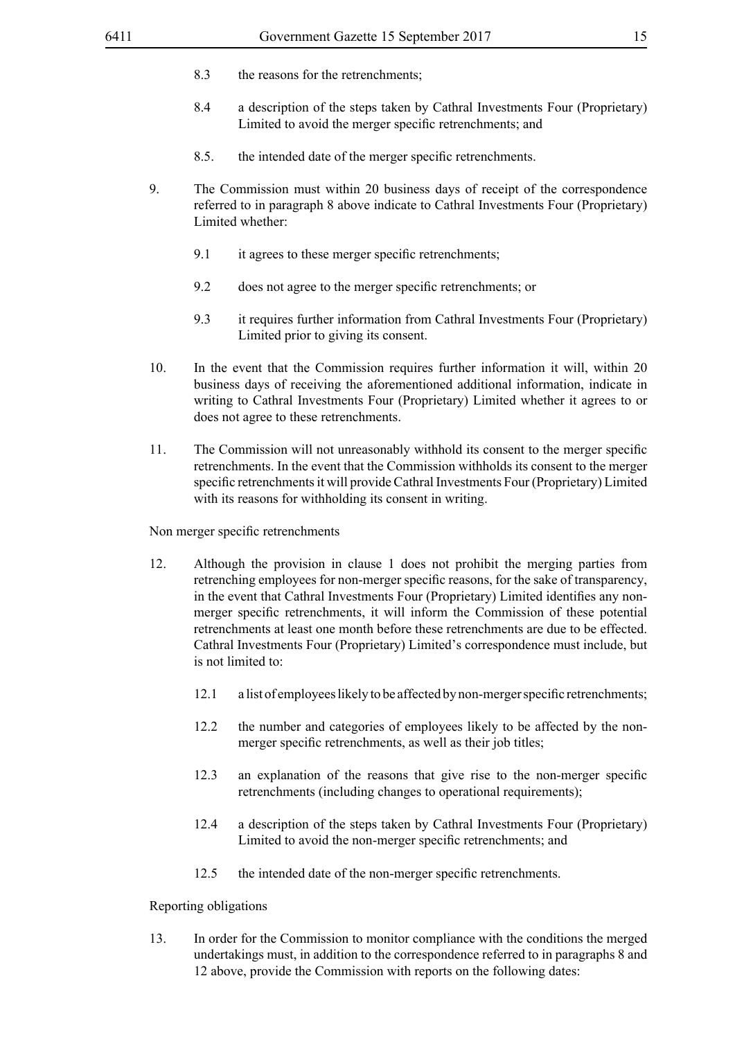8.3 the reasons for the retrenchments;

8.4 a description of the steps taken by Cathral Investments Four (Proprietary) Limited to avoid the merger specific retrenchments; and

8.5. the intended date of the merger specific retrenchments.

9. The Commission must within 20 business days of receipt of the correspondence referred to in paragraph 8 above indicate to Cathral Investments Four (Proprietary) Limited whether:

   9.1 it agrees to these merger specific retrenchments;

   9.2 does not agree to the merger specific retrenchments; or

   9.3 it requires further information from Cathral Investments Four (Proprietary) Limited prior to giving its consent.

10. In the event that the Commission requires further information it will, within 20 business days of receiving the aforementioned additional information, indicate in writing to Cathral Investments Four (Proprietary) Limited whether it agrees to or does not agree to these retrenchments.

11. The Commission will not unreasonably withhold its consent to the merger specific retrenchments. In the event that the Commission withholds its consent to the merger specific retrenchments it will provide Cathral Investments Four (Proprietary) Limited with its reasons for withholding its consent in writing.

Non merger specific retrenchments

12. Although the provision in clause 1 does not prohibit the merging parties from retrenching employees for non-merger specific reasons, for the sake of transparency, in the event that Cathral Investments Four (Proprietary) Limited identifies any non-merger specific retrenchments, it will inform the Commission of these potential retrenchments at least one month before these retrenchments are due to be effected. Cathral Investments Four (Proprietary) Limited's correspondence must include, but is not limited to:

   12.1 a list of employees likely to be affected by non-merger specific retrenchments;

   12.2 the number and categories of employees likely to be affected by the non-merger specific retrenchments, as well as their job titles;

   12.3 an explanation of the reasons that give rise to the non-merger specific retrenchments (including changes to operational requirements);

   12.4 a description of the steps taken by Cathral Investments Four (Proprietary) Limited to avoid the non-merger specific retrenchments; and

   12.5 the intended date of the non-merger specific retrenchments.

Reporting obligations

13. In order for the Commission to monitor compliance with the conditions the merged undertakings must, in addition to the correspondence referred to in paragraphs 8 and 12 above, provide the Commission with reports on the following dates: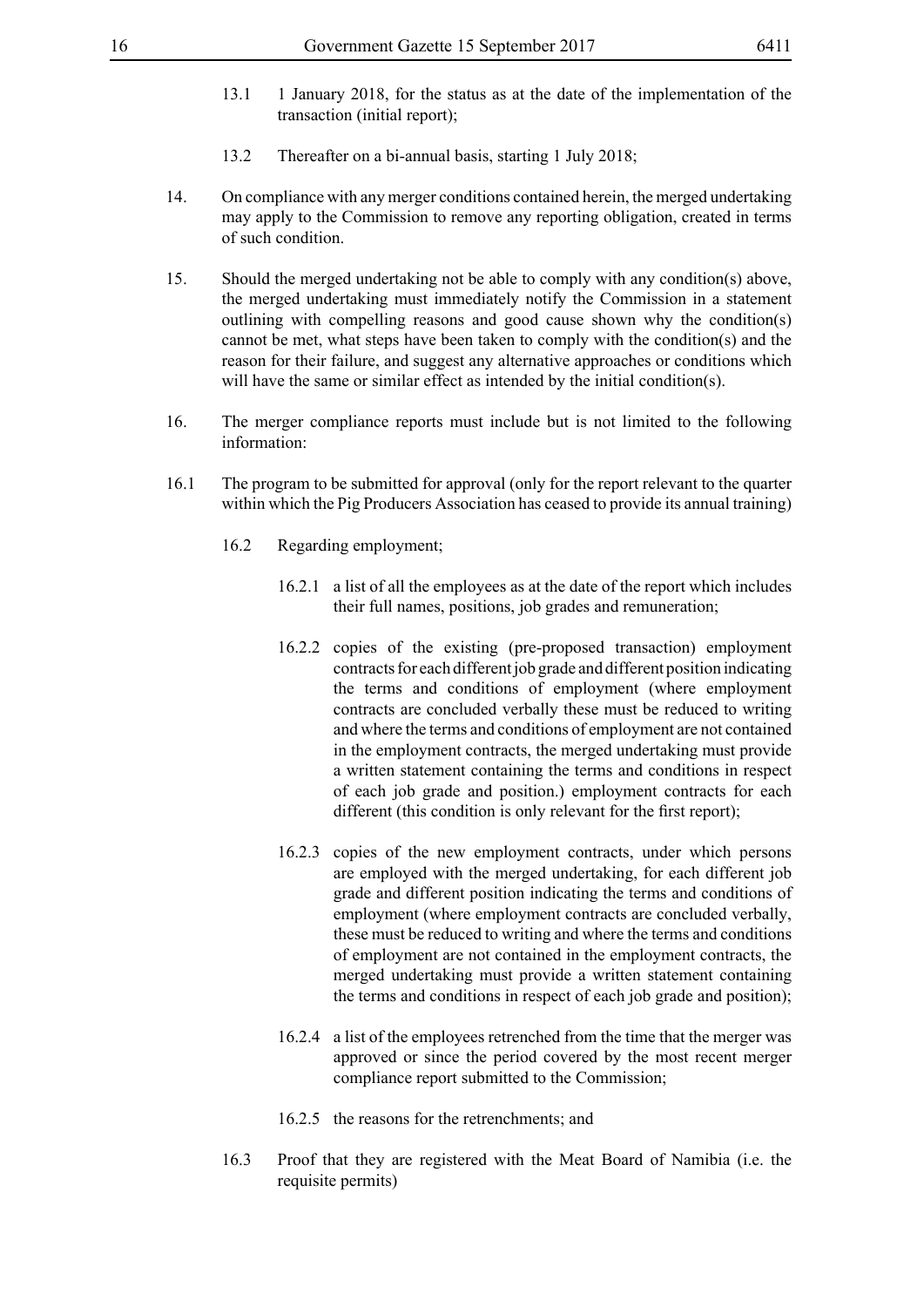13.1 1 January 2018, for the status as at the date of the implementation of the transaction (initial report);

13.2 Thereafter on a bi-annual basis, starting 1 July 2018;

14. On compliance with any merger conditions contained herein, the merged undertaking may apply to the Commission to remove any reporting obligation, created in terms of such condition.

15. Should the merged undertaking not be able to comply with any condition(s) above, the merged undertaking must immediately notify the Commission in a statement outlining with compelling reasons and good cause shown why the condition(s) cannot be met, what steps have been taken to comply with the condition(s) and the reason for their failure, and suggest any alternative approaches or conditions which will have the same or similar effect as intended by the initial condition(s).

16. The merger compliance reports must include but is not limited to the following information:

16.1 The program to be submitted for approval (only for the report relevant to the quarter within which the Pig Producers Association has ceased to provide its annual training)

16.2 Regarding employment;

16.2.1 a list of all the employees as at the date of the report which includes their full names, positions, job grades and remuneration;

16.2.2 copies of the existing (pre-proposed transaction) employment contracts for each different job grade and different position indicating the terms and conditions of employment (where employment contracts are concluded verbally these must be reduced to writing and where the terms and conditions of employment are not contained in the employment contracts, the merged undertaking must provide a written statement containing the terms and conditions in respect of each job grade and position.) employment contracts for each different (this condition is only relevant for the first report);

16.2.3 copies of the new employment contracts, under which persons are employed with the merged undertaking, for each different job grade and different position indicating the terms and conditions of employment (where employment contracts are concluded verbally, these must be reduced to writing and where the terms and conditions of employment are not contained in the employment contracts, the merged undertaking must provide a written statement containing the terms and conditions in respect of each job grade and position);

16.2.4 a list of the employees retrenched from the time that the merger was approved or since the period covered by the most recent merger compliance report submitted to the Commission;

16.2.5 the reasons for the retrenchments; and

16.3 Proof that they are registered with the Meat Board of Namibia (i.e. the requisite permits)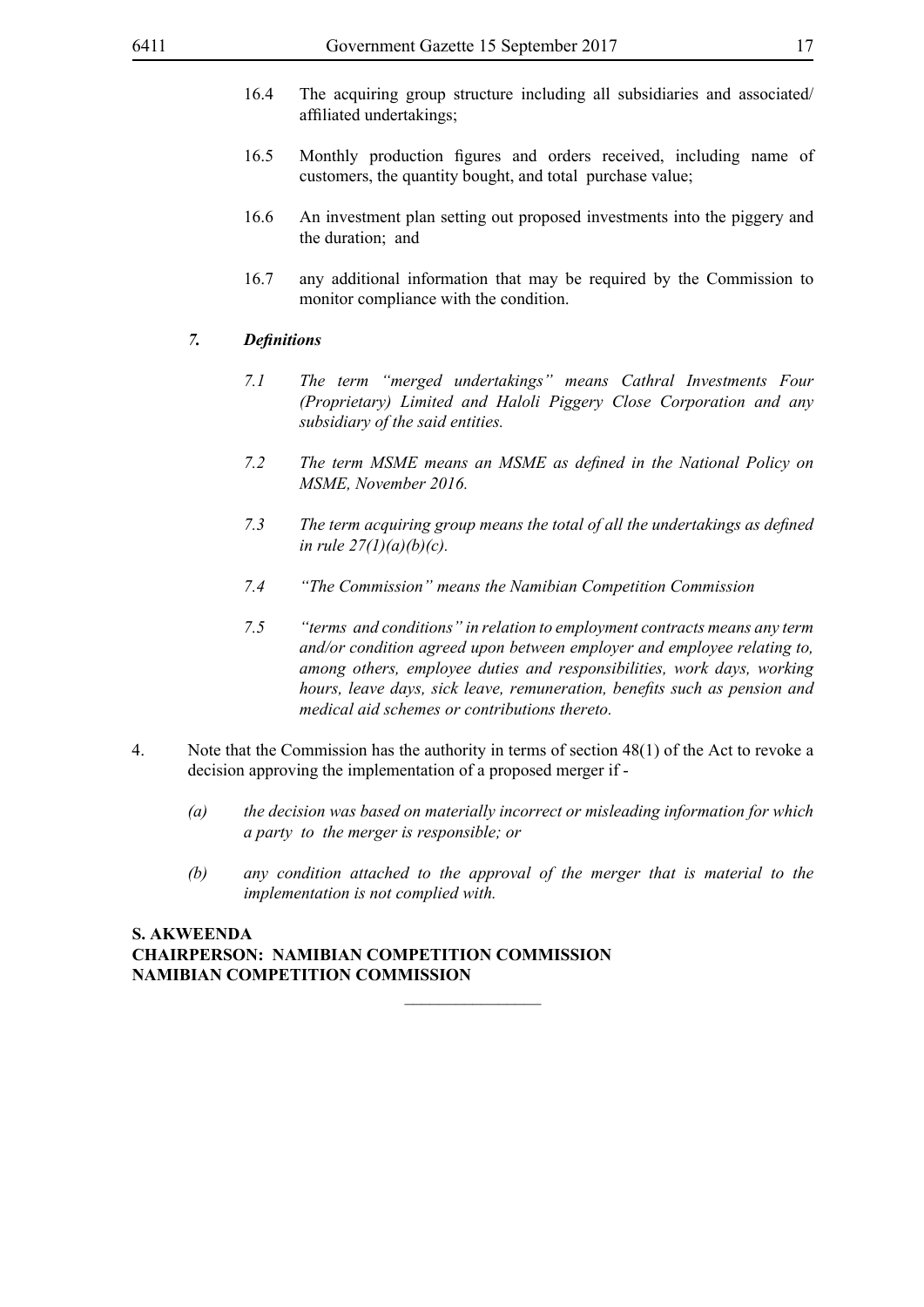16.4 The acquiring group structure including all subsidiaries and associated/ affiliated undertakings;

16.5 Monthly production figures and orders received, including name of customers, the quantity bought, and total purchase value;

16.6 An investment plan setting out proposed investments into the piggery and the duration; and

16.7 any additional information that may be required by the Commission to monitor compliance with the condition.

***7. Definitions***

*7.1 The term "merged undertakings" means Cathral Investments Four (Proprietary) Limited and Haloli Piggery Close Corporation and any subsidiary of the said entities.*

*7.2 The term MSME means an MSME as defined in the National Policy on MSME, November 2016.*

*7.3 The term acquiring group means the total of all the undertakings as defined in rule 27(1)(a)(b)(c).*

*7.4 "The Commission" means the Namibian Competition Commission*

*7.5 "terms and conditions" in relation to employment contracts means any term and/or condition agreed upon between employer and employee relating to, among others, employee duties and responsibilities, work days, working hours, leave days, sick leave, remuneration, benefits such as pension and medical aid schemes or contributions thereto.*

4. Note that the Commission has the authority in terms of section 48(1) of the Act to revoke a decision approving the implementation of a proposed merger if -

*(a) the decision was based on materially incorrect or misleading information for which a party to the merger is responsible; or*

*(b) any condition attached to the approval of the merger that is material to the implementation is not complied with.*

**S. AKWEENDA**
**CHAIRPERSON: NAMIBIAN COMPETITION COMMISSION**
**NAMIBIAN COMPETITION COMMISSION**

________________